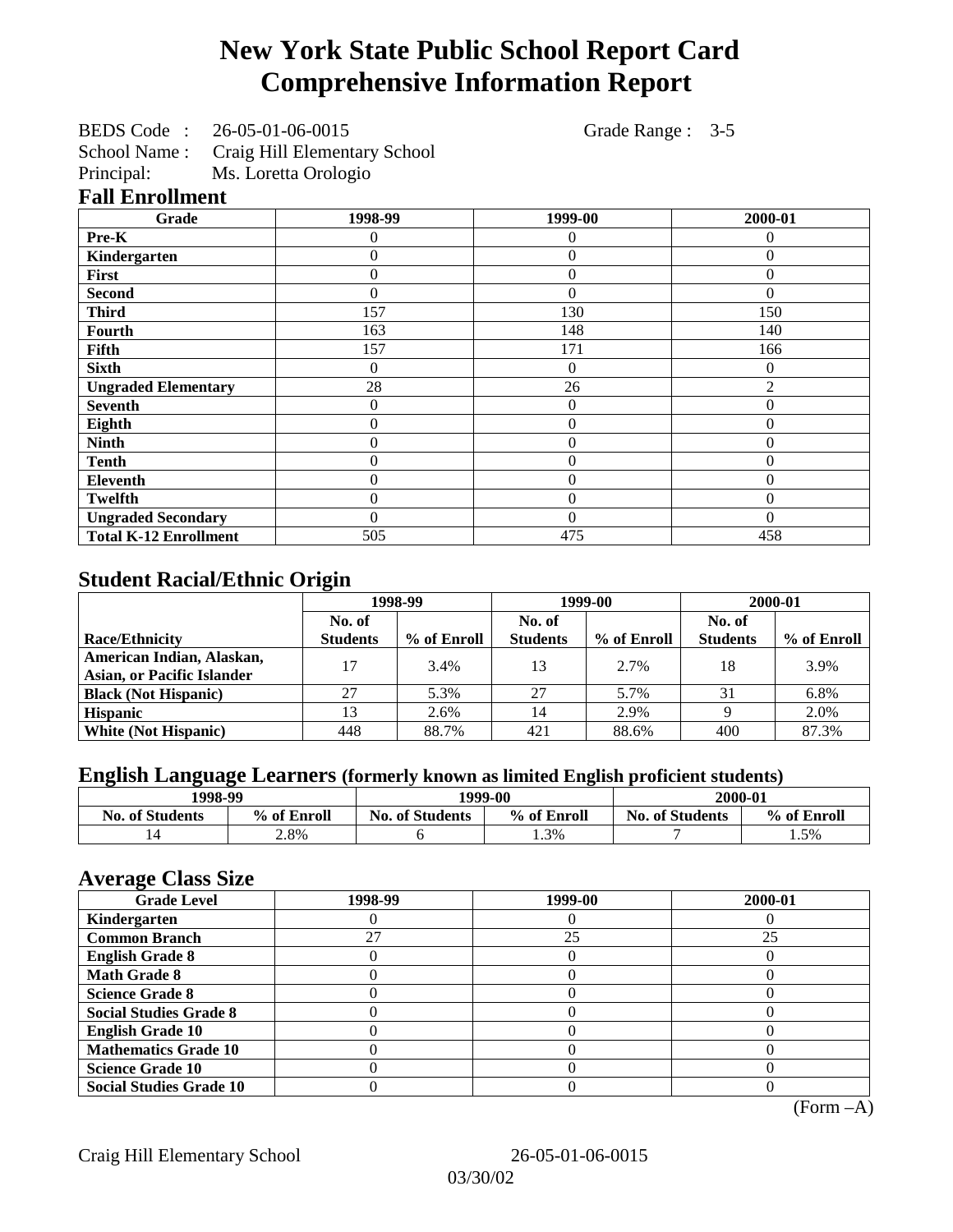# New York State Public School Report Card
# Comprehensive Information Report

BEDS Code : 26-05-01-06-0015 Grade Range : 3-5

School Name : Craig Hill Elementary School

Principal: Ms. Loretta Orologio

## Fall Enrollment

| Grade | 1998-99 | 1999-00 | 2000-01 |
|---|---|---|---|
| **Pre-K** | 0 | 0 | 0 |
| **Kindergarten** | 0 | 0 | 0 |
| **First** | 0 | 0 | 0 |
| **Second** | 0 | 0 | 0 |
| **Third** | 157 | 130 | 150 |
| **Fourth** | 163 | 148 | 140 |
| **Fifth** | 157 | 171 | 166 |
| **Sixth** | 0 | 0 | 0 |
| **Ungraded Elementary** | 28 | 26 | 2 |
| **Seventh** | 0 | 0 | 0 |
| **Eighth** | 0 | 0 | 0 |
| **Ninth** | 0 | 0 | 0 |
| **Tenth** | 0 | 0 | 0 |
| **Eleventh** | 0 | 0 | 0 |
| **Twelfth** | 0 | 0 | 0 |
| **Ungraded Secondary** | 0 | 0 | 0 |
| **Total K-12 Enrollment** | 505 | 475 | 458 |

## Student Racial/Ethnic Origin

| | 1998-99 | | 1999-00 | | 2000-01 | |
|---|---|---|---|---|---|---|
| **Race/Ethnicity** | **No. of Students** | **% of Enroll** | **No. of Students** | **% of Enroll** | **No. of Students** | **% of Enroll** |
| **American Indian, Alaskan, Asian, or Pacific Islander** | 17 | 3.4% | 13 | 2.7% | 18 | 3.9% |
| **Black (Not Hispanic)** | 27 | 5.3% | 27 | 5.7% | 31 | 6.8% |
| **Hispanic** | 13 | 2.6% | 14 | 2.9% | 9 | 2.0% |
| **White (Not Hispanic)** | 448 | 88.7% | 421 | 88.6% | 400 | 87.3% |

## English Language Learners (formerly known as limited English proficient students)

| 1998-99 | | 1999-00 | | 2000-01 | |
|---|---|---|---|---|---|
| **No. of Students** | **% of Enroll** | **No. of Students** | **% of Enroll** | **No. of Students** | **% of Enroll** |
| 14 | 2.8% | 6 | 1.3% | 7 | 1.5% |

## Average Class Size

| Grade Level | 1998-99 | 1999-00 | 2000-01 |
|---|---|---|---|
| **Kindergarten** | 0 | 0 | 0 |
| **Common Branch** | 27 | 25 | 25 |
| **English Grade 8** | 0 | 0 | 0 |
| **Math Grade 8** | 0 | 0 | 0 |
| **Science Grade 8** | 0 | 0 | 0 |
| **Social Studies Grade 8** | 0 | 0 | 0 |
| **English Grade 10** | 0 | 0 | 0 |
| **Mathematics Grade 10** | 0 | 0 | 0 |
| **Science Grade 10** | 0 | 0 | 0 |
| **Social Studies Grade 10** | 0 | 0 | 0 |

(Form –A)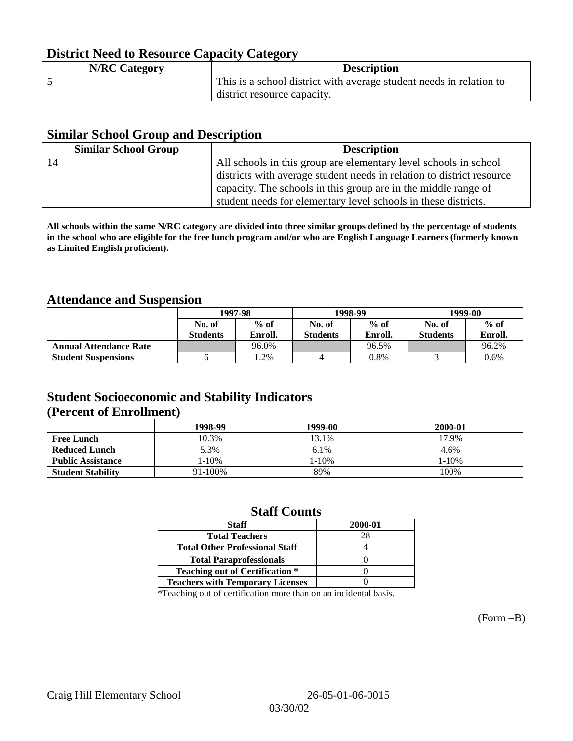## District Need to Resource Capacity Category

| N/RC Category | Description |
|---|---|
| 5 | This is a school district with average student needs in relation to district resource capacity. |

## Similar School Group and Description

| Similar School Group | Description |
|---|---|
| 14 | All schools in this group are elementary level schools in school districts with average student needs in relation to district resource capacity. The schools in this group are in the middle range of student needs for elementary level schools in these districts. |

**All schools within the same N/RC category are divided into three similar groups defined by the percentage of students in the school who are eligible for the free lunch program and/or who are English Language Learners (formerly known as Limited English proficient).**

## Attendance and Suspension

| | 1997-98 | | 1998-99 | | 1999-00 | |
|---|---|---|---|---|---|---|
| | No. of Students | % of Enroll. | No. of Students | % of Enroll. | No. of Students | % of Enroll. |
| **Annual Attendance Rate** | | 96.0% | | 96.5% | | 96.2% |
| **Student Suspensions** | 6 | 1.2% | 4 | 0.8% | 3 | 0.6% |

## Student Socioeconomic and Stability Indicators (Percent of Enrollment)

| | 1998-99 | 1999-00 | 2000-01 |
|---|---|---|---|
| **Free Lunch** | 10.3% | 13.1% | 17.9% |
| **Reduced Lunch** | 5.3% | 6.1% | 4.6% |
| **Public Assistance** | 1-10% | 1-10% | 1-10% |
| **Student Stability** | 91-100% | 89% | 100% |

## Staff Counts

| Staff | 2000-01 |
|---|---|
| Total Teachers | 28 |
| Total Other Professional Staff | 4 |
| Total Paraprofessionals | 0 |
| Teaching out of Certification * | 0 |
| Teachers with Temporary Licenses | 0 |

*Teaching out of certification more than on an incidental basis.

(Form –B)

Craig Hill Elementary School 26-05-01-06-0015

03/30/02